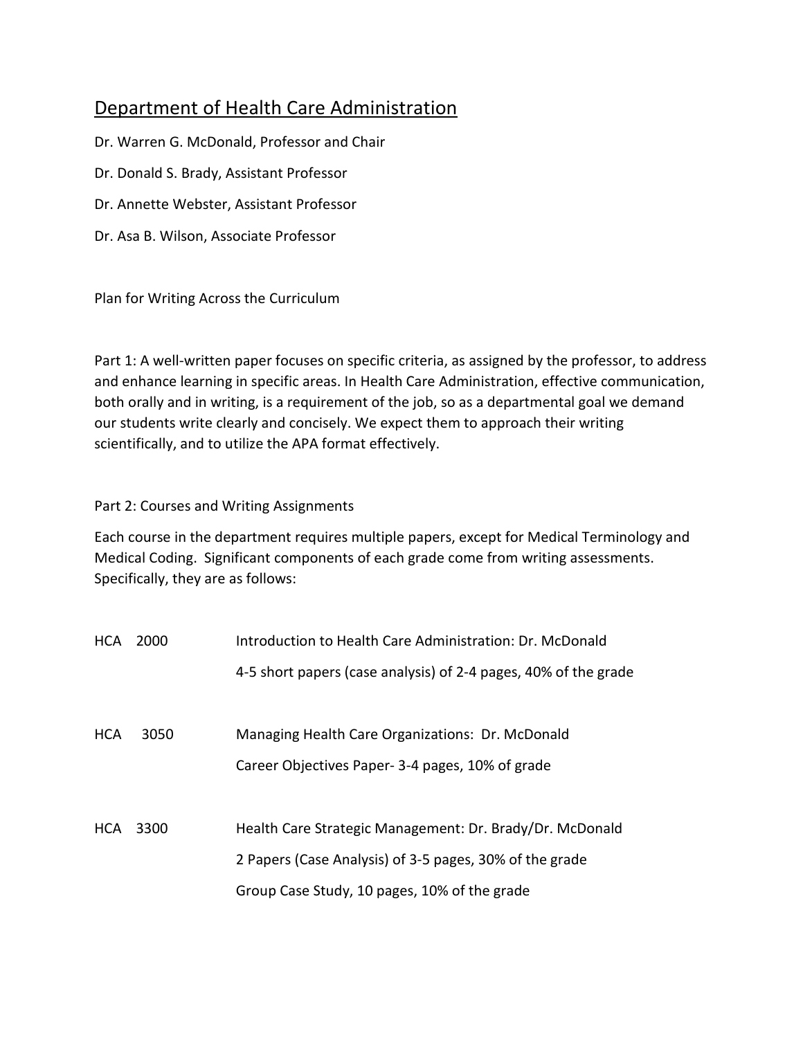# Department of Health Care Administration

Dr. Warren G. McDonald, Professor and Chair

Dr. Donald S. Brady, Assistant Professor

Dr. Annette Webster, Assistant Professor

Dr. Asa B. Wilson, Associate Professor

Plan for Writing Across the Curriculum

Part 1: A well-written paper focuses on specific criteria, as assigned by the professor, to address and enhance learning in specific areas. In Health Care Administration, effective communication, both orally and in writing, is a requirement of the job, so as a departmental goal we demand our students write clearly and concisely. We expect them to approach their writing scientifically, and to utilize the APA format effectively.

Part 2: Courses and Writing Assignments

Each course in the department requires multiple papers, except for Medical Terminology and Medical Coding. Significant components of each grade come from writing assessments. Specifically, they are as follows:

HCA 2000 — Introduction to Health Care Administration: Dr. McDonald

4-5 short papers (case analysis) of 2-4 pages, 40% of the grade

HCA 3050 — Managing Health Care Organizations: Dr. McDonald

Career Objectives Paper- 3-4 pages, 10% of grade

HCA 3300 — Health Care Strategic Management: Dr. Brady/Dr. McDonald

2 Papers (Case Analysis) of 3-5 pages, 30% of the grade

Group Case Study, 10 pages, 10% of the grade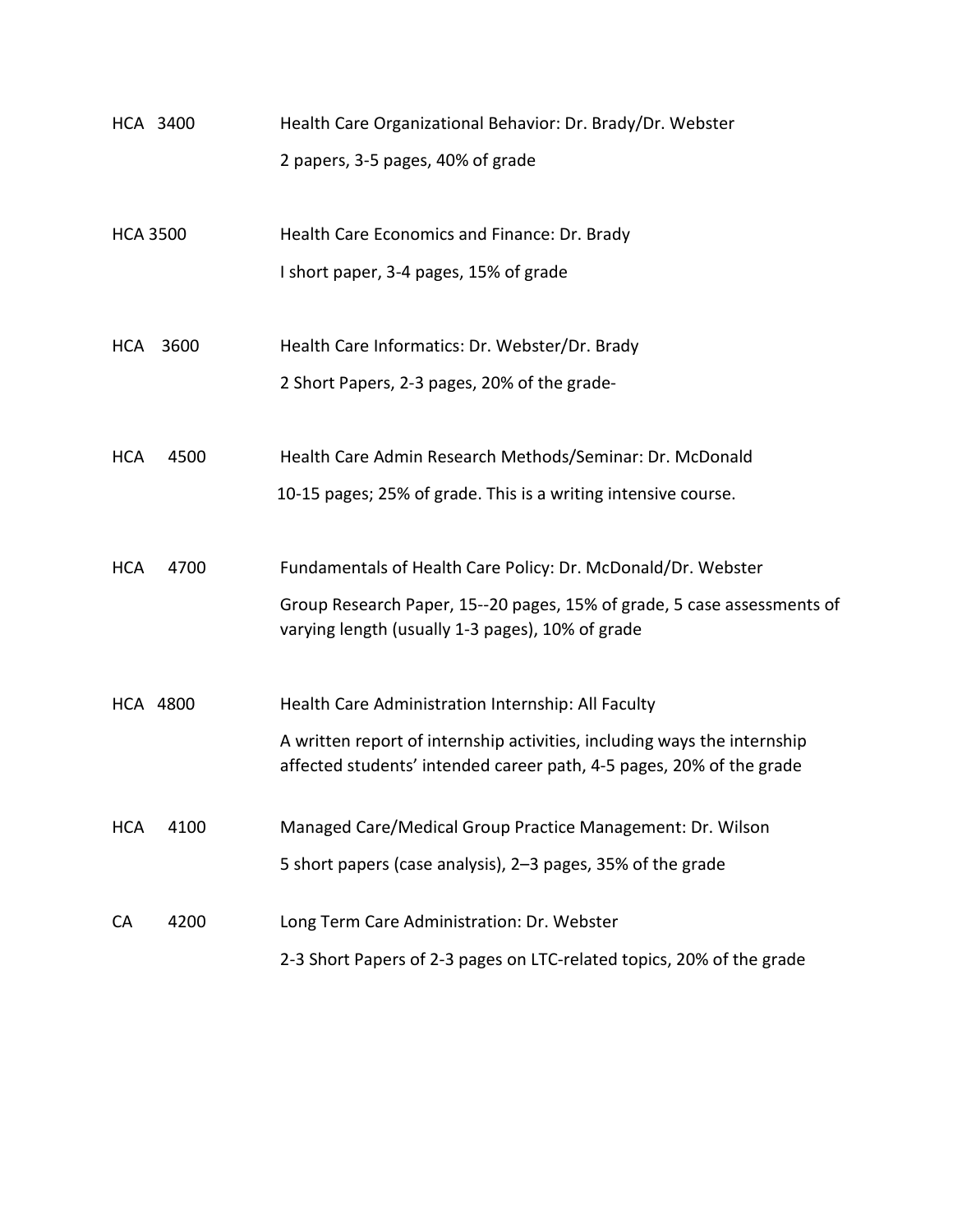| | |
|---|---|
| HCA 3400 | Health Care Organizational Behavior: Dr. Brady/Dr. Webster<br>2 papers, 3-5 pages, 40% of grade |
| HCA 3500 | Health Care Economics and Finance: Dr. Brady<br>I short paper, 3-4 pages, 15% of grade |
| HCA 3600 | Health Care Informatics: Dr. Webster/Dr. Brady<br>2 Short Papers, 2-3 pages, 20% of the grade- |
| HCA 4500 | Health Care Admin Research Methods/Seminar: Dr. McDonald<br>10-15 pages; 25% of grade. This is a writing intensive course. |
| HCA 4700 | Fundamentals of Health Care Policy: Dr. McDonald/Dr. Webster<br>Group Research Paper, 15--20 pages, 15% of grade, 5 case assessments of varying length (usually 1-3 pages), 10% of grade |
| HCA 4800 | Health Care Administration Internship: All Faculty<br>A written report of internship activities, including ways the internship affected students' intended career path, 4-5 pages, 20% of the grade |
| HCA 4100 | Managed Care/Medical Group Practice Management: Dr. Wilson<br>5 short papers (case analysis), 2–3 pages, 35% of the grade |
| CA 4200 | Long Term Care Administration: Dr. Webster<br>2-3 Short Papers of 2-3 pages on LTC-related topics, 20% of the grade |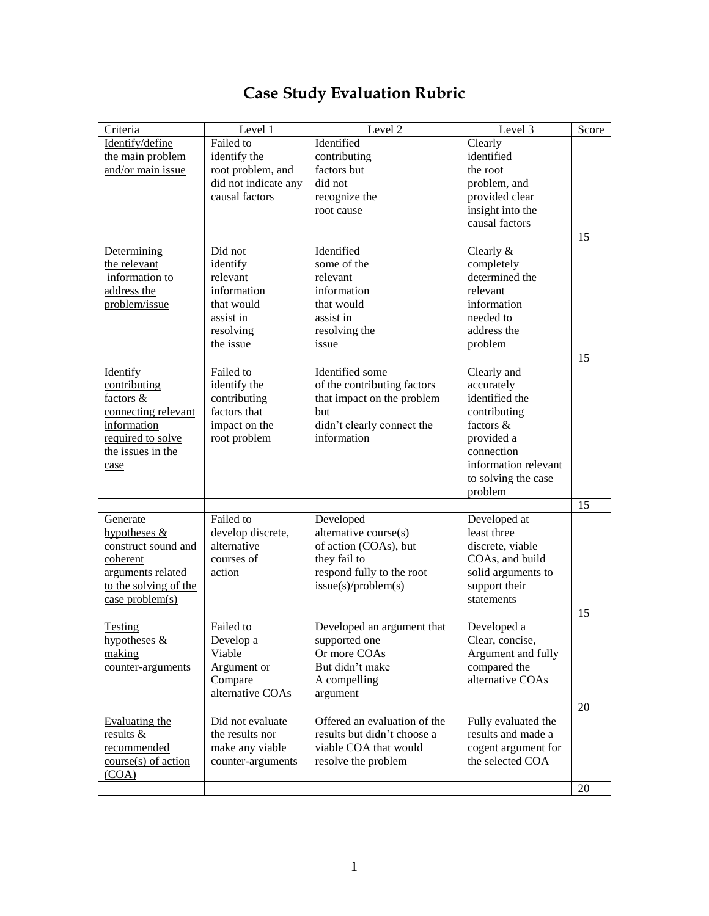# Case Study Evaluation Rubric

| Criteria | Level 1 | Level 2 | Level 3 | Score |
|---|---|---|---|---|
| Identify/define the main problem and/or main issue | Failed to identify the root problem, and did not indicate any causal factors | Identified contributing factors but did not recognize the root cause | Clearly identified the root problem, and provided clear insight into the causal factors | |
| | | | | 15 |
| Determining the relevant information to address the problem/issue | Did not identify relevant information that would assist in resolving the issue | Identified some of the relevant information that would assist in resolving the issue | Clearly & completely determined the relevant information needed to address the problem | |
| | | | | 15 |
| Identify contributing factors & connecting relevant information required to solve the issues in the case | Failed to identify the contributing factors that impact on the root problem | Identified some of the contributing factors that impact on the problem but didn't clearly connect the information | Clearly and accurately identified the contributing factors & provided a connection information relevant to solving the case problem | |
| | | | | 15 |
| Generate hypotheses & construct sound and coherent arguments related to the solving of the case problem(s) | Failed to develop discrete, alternative courses of action | Developed alternative course(s) of action (COAs), but they fail to respond fully to the root issue(s)/problem(s) | Developed at least three discrete, viable COAs, and build solid arguments to support their statements | |
| | | | | 15 |
| Testing hypotheses & making counter-arguments | Failed to Develop a Viable Argument or Compare alternative COAs | Developed an argument that supported one Or more COAs But didn't make A compelling argument | Developed a Clear, concise, Argument and fully compared the alternative COAs | |
| | | | | 20 |
| Evaluating the results & recommended course(s) of action (COA) | Did not evaluate the results nor make any viable counter-arguments | Offered an evaluation of the results but didn't choose a viable COA that would resolve the problem | Fully evaluated the results and made a cogent argument for the selected COA | |
| | | | | 20 |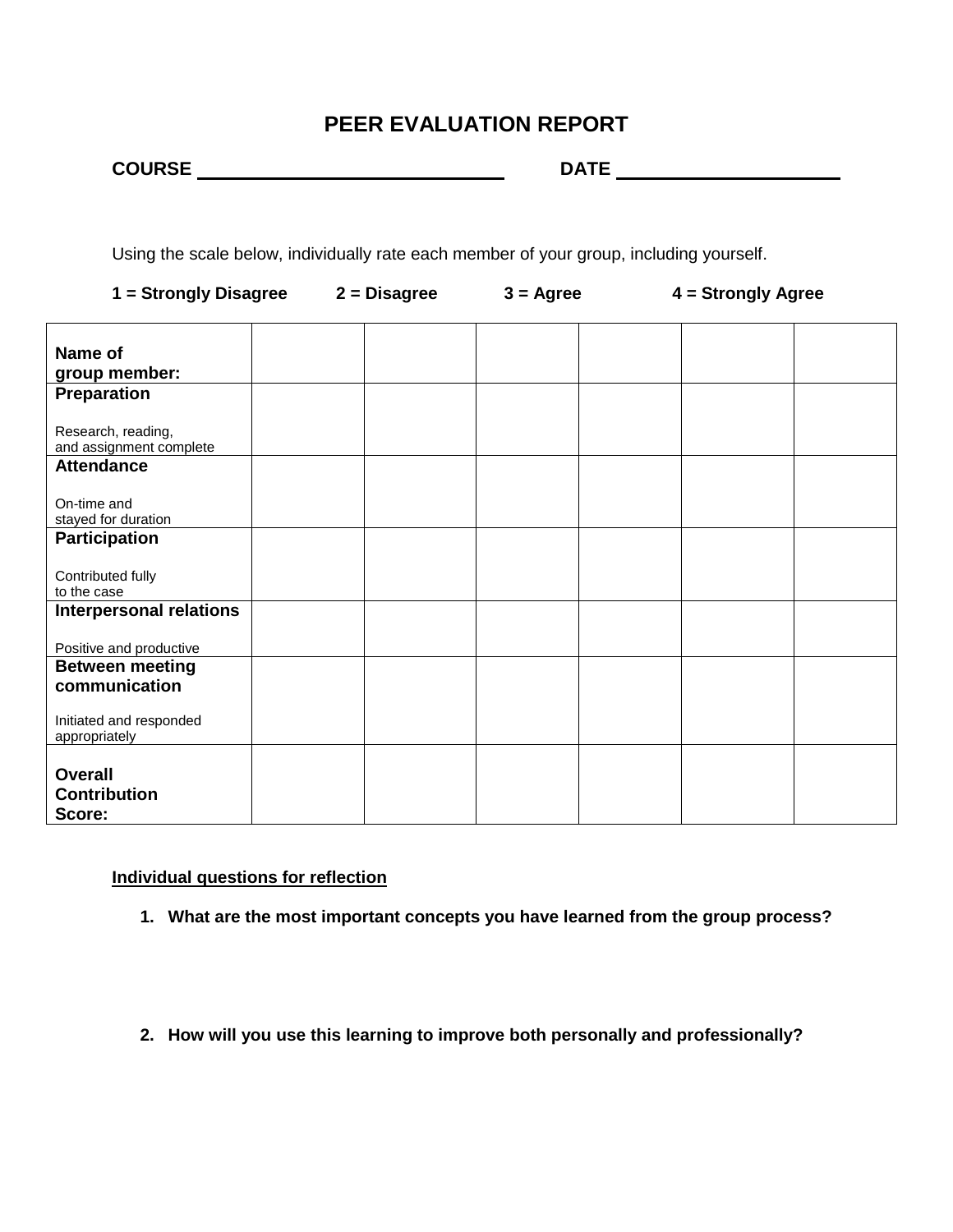# PEER EVALUATION REPORT

**COURSE** ______________________________ **DATE** ______________________

Using the scale below, individually rate each member of your group, including yourself.

**1 = Strongly Disagree** **2 = Disagree** **3 = Agree** **4 = Strongly Agree**

| **Name of group member:** | | | | | | |
|---|---|---|---|---|---|---|
| **Preparation**<br><br>Research, reading, and assignment complete | | | | | | |
| **Attendance**<br><br>On-time and stayed for duration | | | | | | |
| **Participation**<br><br>Contributed fully to the case | | | | | | |
| **Interpersonal relations**<br><br>Positive and productive | | | | | | |
| **Between meeting communication**<br><br>Initiated and responded appropriately | | | | | | |
| **Overall Contribution Score:** | | | | | | |

**<u>Individual questions for reflection</u>**

1. **What are the most important concepts you have learned from the group process?**

2. **How will you use this learning to improve both personally and professionally?**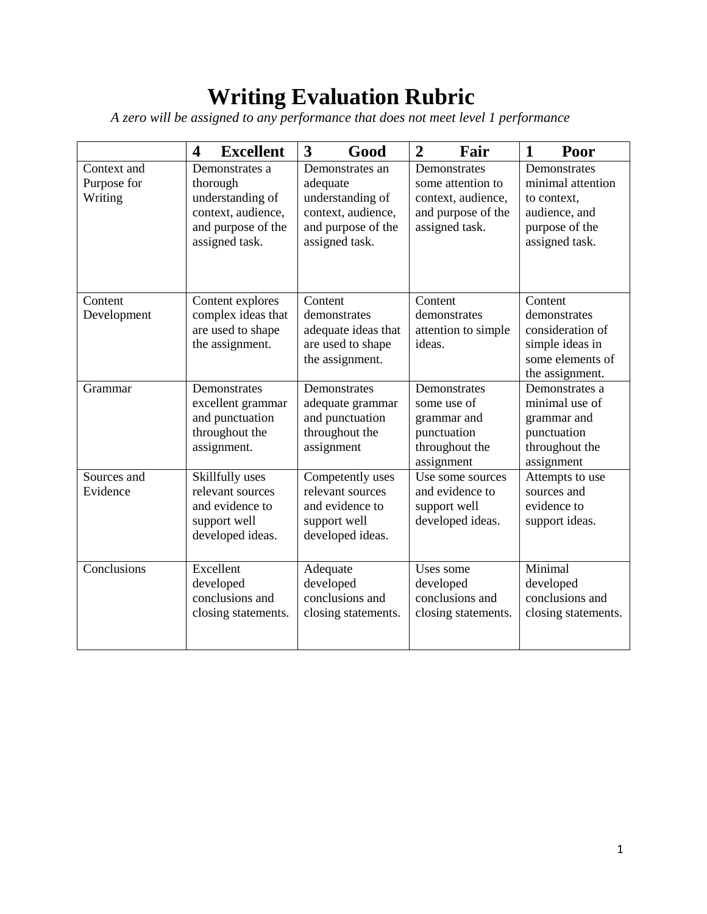# Writing Evaluation Rubric

*A zero will be assigned to any performance that does not meet level 1 performance*

| | **4 Excellent** | **3 Good** | **2 Fair** | **1 Poor** |
|---|---|---|---|---|
| Context and Purpose for Writing | Demonstrates a thorough understanding of context, audience, and purpose of the assigned task. | Demonstrates an adequate understanding of context, audience, and purpose of the assigned task. | Demonstrates some attention to context, audience, and purpose of the assigned task. | Demonstrates minimal attention to context, audience, and purpose of the assigned task. |
| Content Development | Content explores complex ideas that are used to shape the assignment. | Content demonstrates adequate ideas that are used to shape the assignment. | Content demonstrates attention to simple ideas. | Content demonstrates consideration of simple ideas in some elements of the assignment. |
| Grammar | Demonstrates excellent grammar and punctuation throughout the assignment. | Demonstrates adequate grammar and punctuation throughout the assignment | Demonstrates some use of grammar and punctuation throughout the assignment | Demonstrates a minimal use of grammar and punctuation throughout the assignment |
| Sources and Evidence | Skillfully uses relevant sources and evidence to support well developed ideas. | Competently uses relevant sources and evidence to support well developed ideas. | Use some sources and evidence to support well developed ideas. | Attempts to use sources and evidence to support ideas. |
| Conclusions | Excellent developed conclusions and closing statements. | Adequate developed conclusions and closing statements. | Uses some developed conclusions and closing statements. | Minimal developed conclusions and closing statements. |